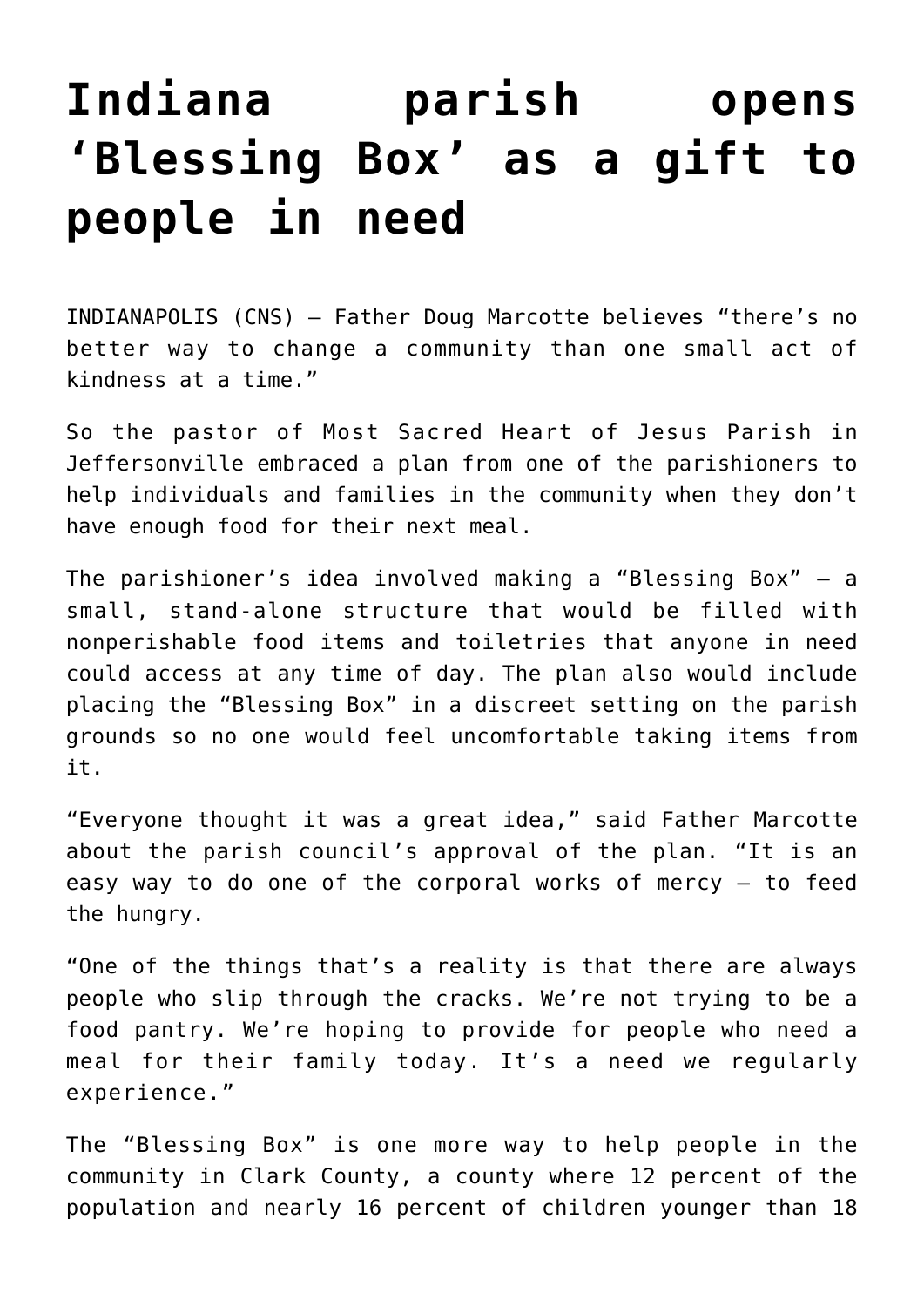# Indiana parish opens 'Blessing Box' as a gift to people in need

INDIANAPOLIS (CNS) — Father Doug Marcotte believes "there's no better way to change a community than one small act of kindness at a time."

So the pastor of Most Sacred Heart of Jesus Parish in Jeffersonville embraced a plan from one of the parishioners to help individuals and families in the community when they don't have enough food for their next meal.

The parishioner's idea involved making a "Blessing Box" — a small, stand-alone structure that would be filled with nonperishable food items and toiletries that anyone in need could access at any time of day. The plan also would include placing the "Blessing Box" in a discreet setting on the parish grounds so no one would feel uncomfortable taking items from it.

"Everyone thought it was a great idea," said Father Marcotte about the parish council's approval of the plan. "It is an easy way to do one of the corporal works of mercy — to feed the hungry.

"One of the things that's a reality is that there are always people who slip through the cracks. We're not trying to be a food pantry. We're hoping to provide for people who need a meal for their family today. It's a need we regularly experience."

The "Blessing Box" is one more way to help people in the community in Clark County, a county where 12 percent of the population and nearly 16 percent of children younger than 18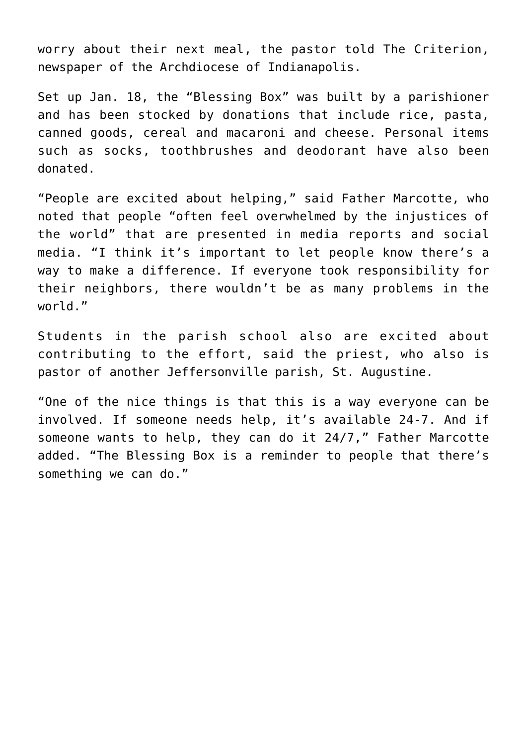worry about their next meal, the pastor told The Criterion, newspaper of the Archdiocese of Indianapolis.

Set up Jan. 18, the "Blessing Box" was built by a parishioner and has been stocked by donations that include rice, pasta, canned goods, cereal and macaroni and cheese. Personal items such as socks, toothbrushes and deodorant have also been donated.

"People are excited about helping," said Father Marcotte, who noted that people "often feel overwhelmed by the injustices of the world" that are presented in media reports and social media. "I think it's important to let people know there's a way to make a difference. If everyone took responsibility for their neighbors, there wouldn't be as many problems in the world."

Students in the parish school also are excited about contributing to the effort, said the priest, who also is pastor of another Jeffersonville parish, St. Augustine.

"One of the nice things is that this is a way everyone can be involved. If someone needs help, it's available 24-7. And if someone wants to help, they can do it 24/7," Father Marcotte added. "The Blessing Box is a reminder to people that there's something we can do."